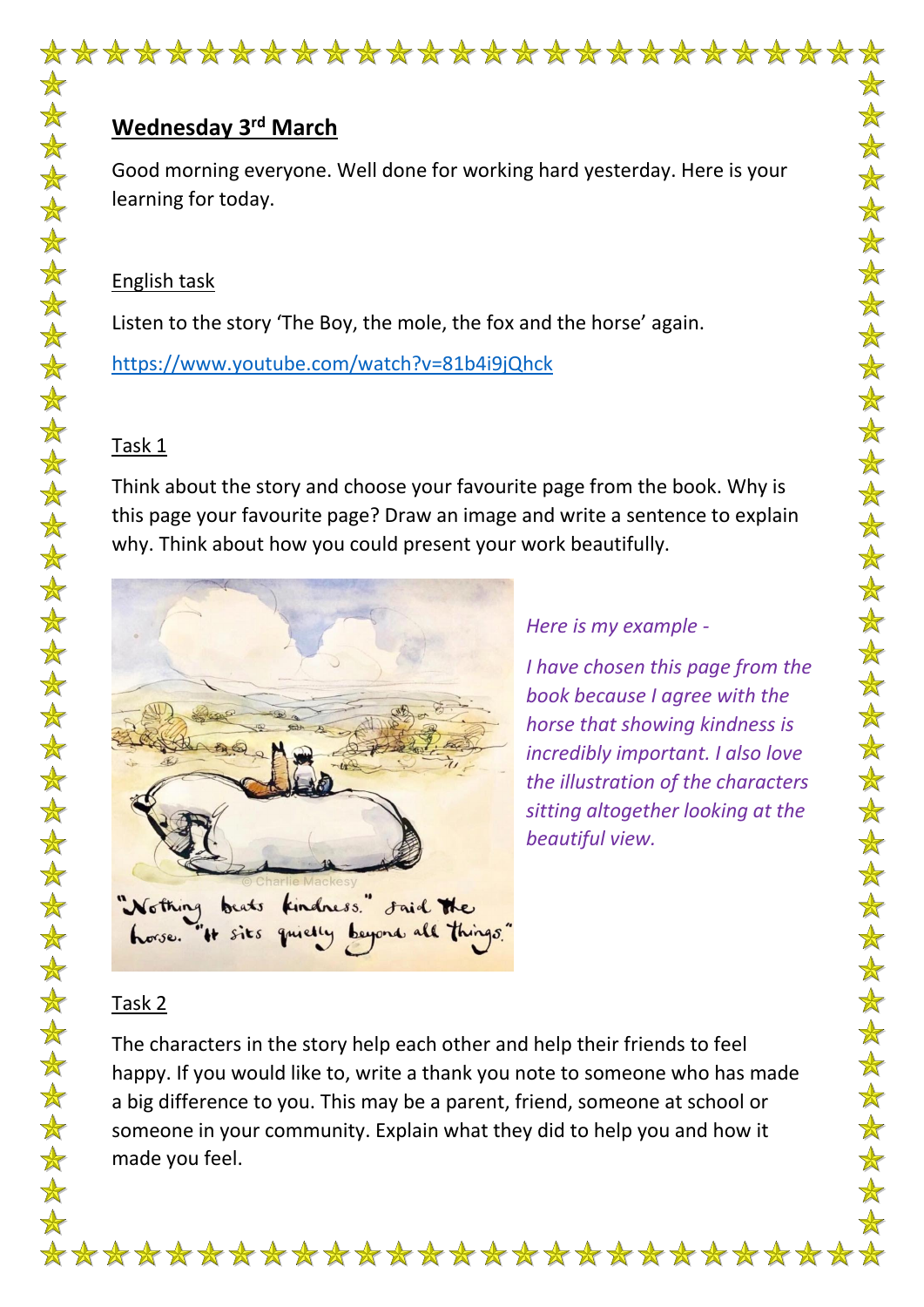## Wednesday 3rd March

Good morning everyone. Well done for working hard yesterday. Here is your learning for today.

English task

Listen to the story 'The Boy, the mole, the fox and the horse' again.

https://www.youtube.com/watch?v=81b4i9jQhck

Task 1

Think about the story and choose your favourite page from the book. Why is this page your favourite page? Draw an image and write a sentence to explain why. Think about how you could present your work beautifully.

*Here is my example -*

*I have chosen this page from the book because I agree with the horse that showing kindness is incredibly important. I also love the illustration of the characters sitting altogether looking at the beautiful view.*

Task 2

The characters in the story help each other and help their friends to feel happy. If you would like to, write a thank you note to someone who has made a big difference to you. This may be a parent, friend, someone at school or someone in your community. Explain what they did to help you and how it made you feel.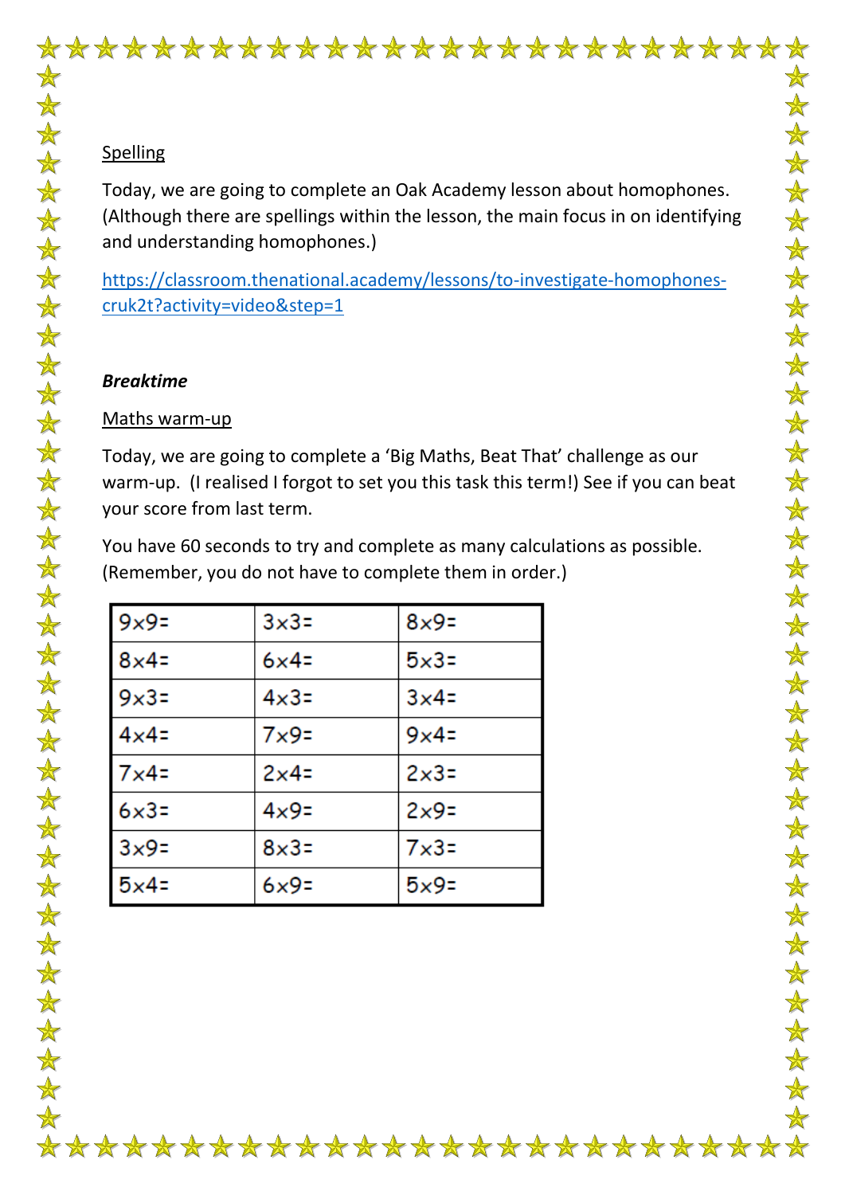Spelling

Today, we are going to complete an Oak Academy lesson about homophones. (Although there are spellings within the lesson, the main focus in on identifying and understanding homophones.)

https://classroom.thenational.academy/lessons/to-investigate-homophones-cruk2t?activity=video&step=1

***Breaktime***

Maths warm-up

Today, we are going to complete a 'Big Maths, Beat That' challenge as our warm-up. (I realised I forgot to set you this task this term!) See if you can beat your score from last term.

You have 60 seconds to try and complete as many calculations as possible. (Remember, you do not have to complete them in order.)

| | | |
|---|---|---|
| 9×9= | 3×3= | 8×9= |
| 8×4= | 6×4= | 5×3= |
| 9×3= | 4×3= | 3×4= |
| 4×4= | 7×9= | 9×4= |
| 7×4= | 2×4= | 2×3= |
| 6×3= | 4×9= | 2×9= |
| 3×9= | 8×3= | 7×3= |
| 5×4= | 6×9= | 5×9= |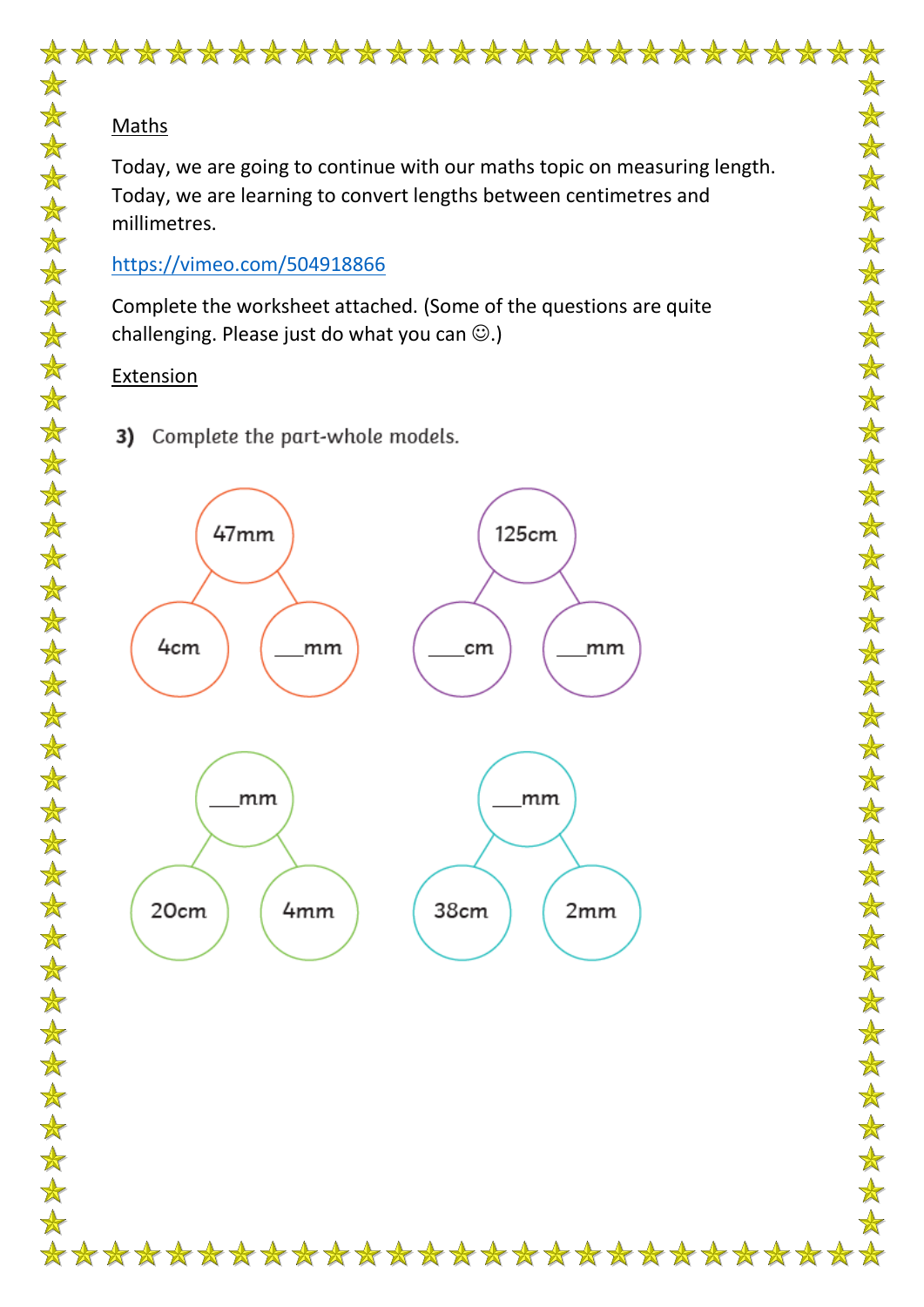Maths

Today, we are going to continue with our maths topic on measuring length. Today, we are learning to convert lengths between centimetres and millimetres.

https://vimeo.com/504918866

Complete the worksheet attached. (Some of the questions are quite challenging. Please just do what you can ☺.)

Extension

**3)** Complete the part-whole models.

47mm

4cm ___mm

125cm

____cm ___mm

___mm

20cm 4mm

___mm

38cm 2mm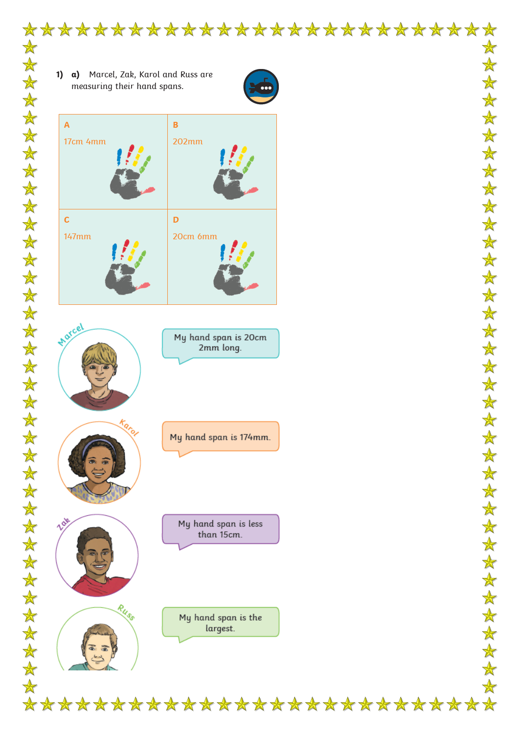**1) a)** Marcel, Zak, Karol and Russ are measuring their hand spans.

| A | B |
|---|---|
| 17cm 4mm | 202mm |
| **C** | **D** |
| 147mm | 20cm 6mm |

Marcel: My hand span is 20cm 2mm long.

Karol: My hand span is 174mm.

Zak: My hand span is less than 15cm.

Russ: My hand span is the largest.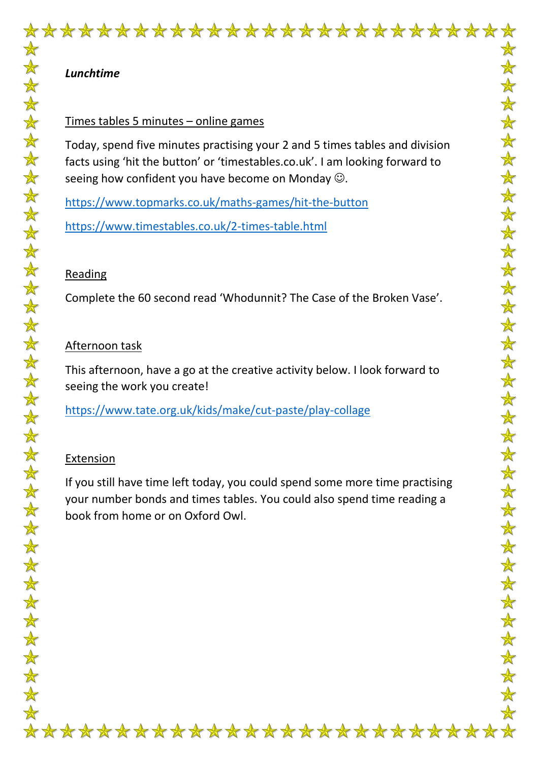***Lunchtime***

Times tables 5 minutes – online games

Today, spend five minutes practising your 2 and 5 times tables and division facts using 'hit the button' or 'timestables.co.uk'. I am looking forward to seeing how confident you have become on Monday ☺.

https://www.topmarks.co.uk/maths-games/hit-the-button

https://www.timestables.co.uk/2-times-table.html

Reading

Complete the 60 second read 'Whodunnit? The Case of the Broken Vase'.

Afternoon task

This afternoon, have a go at the creative activity below. I look forward to seeing the work you create!

https://www.tate.org.uk/kids/make/cut-paste/play-collage

Extension

If you still have time left today, you could spend some more time practising your number bonds and times tables. You could also spend time reading a book from home or on Oxford Owl.